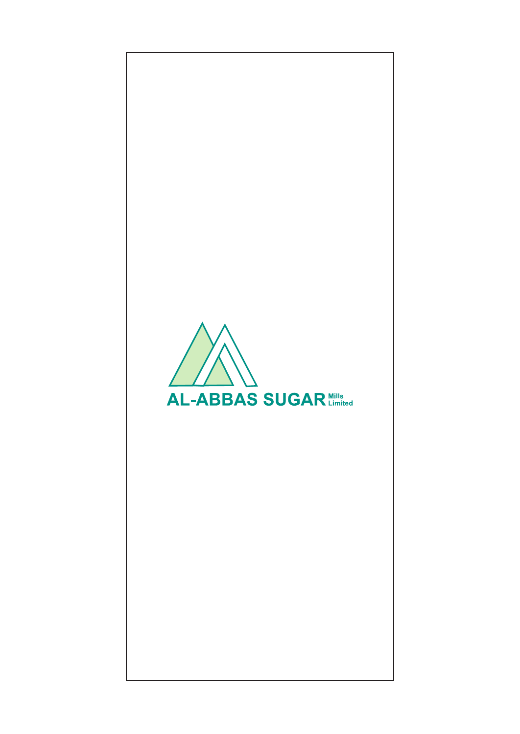AL-ABBAS SUGAR Mills Limited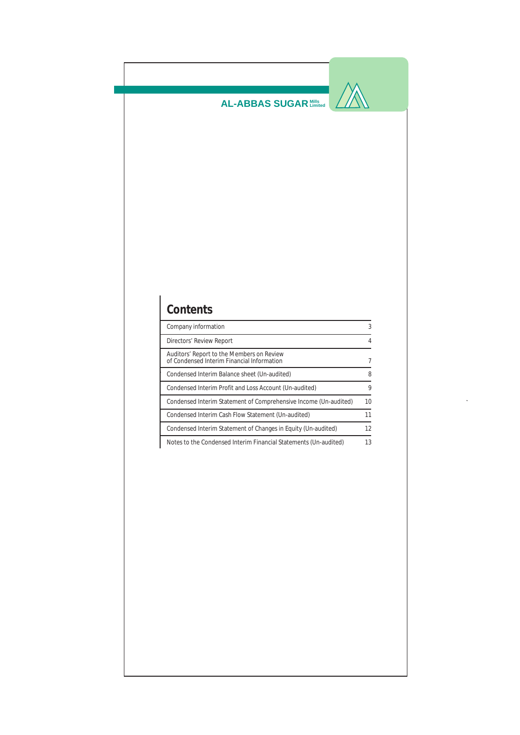# Contents

| | |
|---|---|
| Company information | 3 |
| Directors' Review Report | 4 |
| Auditors' Report to the Members on Review of Condensed Interim Financial Information | 7 |
| Condensed Interim Balance sheet (Un-audited) | 8 |
| Condensed Interim Profit and Loss Account (Un-audited) | 9 |
| Condensed Interim Statement of Comprehensive Income (Un-audited) | 10 |
| Condensed Interim Cash Flow Statement (Un-audited) | 11 |
| Condensed Interim Statement of Changes in Equity (Un-audited) | 12 |
| Notes to the Condensed Interim Financial Statements (Un-audited) | 13 |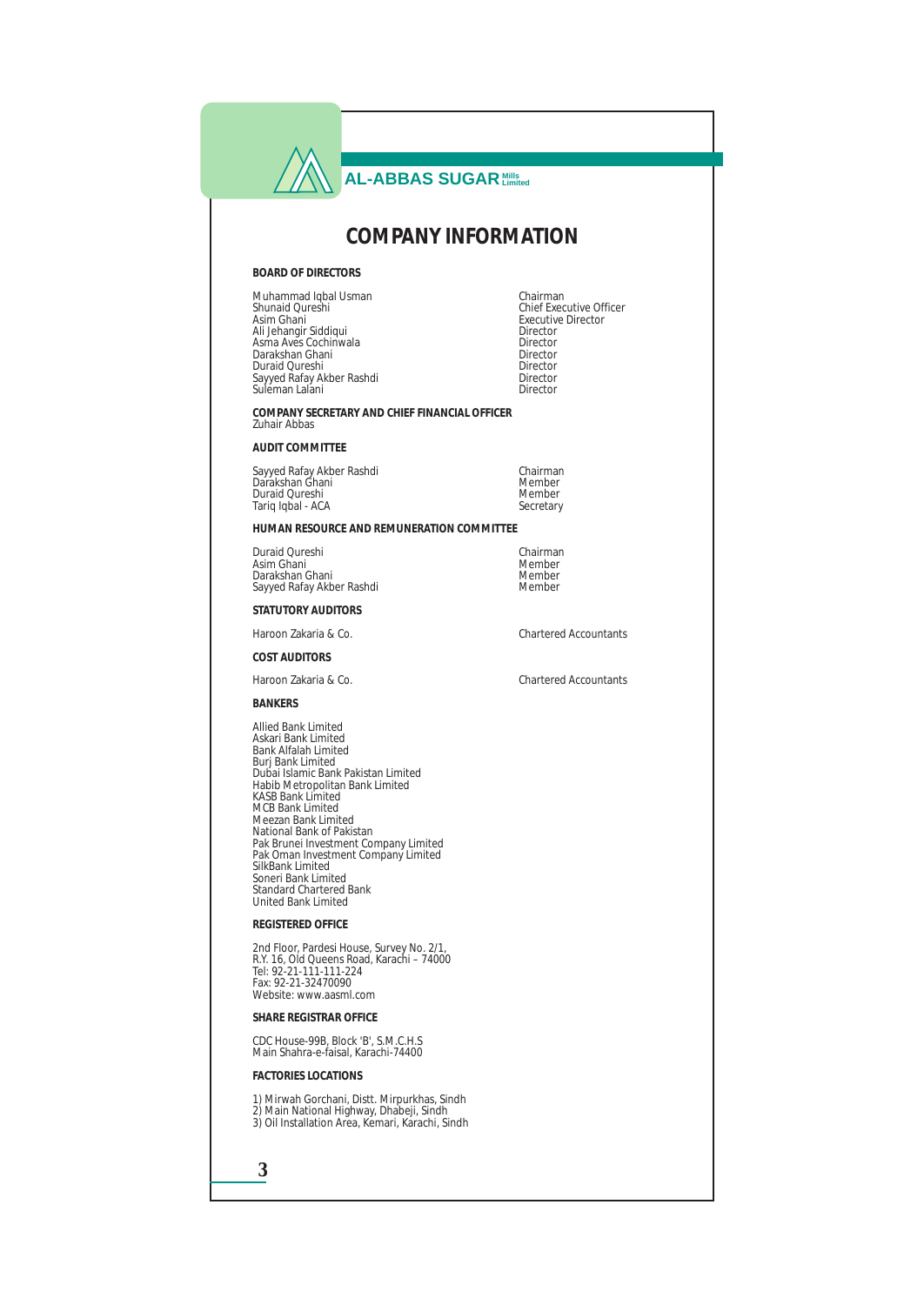# COMPANY INFORMATION

## BOARD OF DIRECTORS

| | |
|---|---|
| Muhammad Iqbal Usman | Chairman |
| Shunaid Qureshi | Chief Executive Officer |
| Asim Ghani | Executive Director |
| Ali Jehangir Siddiqui | Director |
| Asma Aves Cochinwala | Director |
| Darakshan Ghani | Director |
| Duraid Qureshi | Director |
| Sayyed Rafay Akber Rashdi | Director |
| Suleman Lalani | Director |

## COMPANY SECRETARY AND CHIEF FINANCIAL OFFICER

Zuhair Abbas

## AUDIT COMMITTEE

| | |
|---|---|
| Sayyed Rafay Akber Rashdi | Chairman |
| Darakshan Ghani | Member |
| Duraid Qureshi | Member |
| Tariq Iqbal - ACA | Secretary |

## HUMAN RESOURCE AND REMUNERATION COMMITTEE

| | |
|---|---|
| Duraid Qureshi | Chairman |
| Asim Ghani | Member |
| Darakshan Ghani | Member |
| Sayyed Rafay Akber Rashdi | Member |

## STATUTORY AUDITORS

Haroon Zakaria & Co. — Chartered Accountants

## COST AUDITORS

Haroon Zakaria & Co. — Chartered Accountants

## BANKERS

Allied Bank Limited
Askari Bank Limited
Bank Alfalah Limited
Burj Bank Limited
Dubai Islamic Bank Pakistan Limited
Habib Metropolitan Bank Limited
KASB Bank Limited
MCB Bank Limited
Meezan Bank Limited
National Bank of Pakistan
Pak Brunei Investment Company Limited
Pak Oman Investment Company Limited
SilkBank Limited
Soneri Bank Limited
Standard Chartered Bank
United Bank Limited

## REGISTERED OFFICE

2nd Floor, Pardesi House, Survey No. 2/1,
R.Y. 16, Old Queens Road, Karachi – 74000
Tel: 92-21-111-111-224
Fax: 92-21-32470090
Website: www.aasml.com

## SHARE REGISTRAR OFFICE

CDC House-99B, Block 'B', S.M.C.H.S
Main Shahra-e-faisal, Karachi-74400

## FACTORIES LOCATIONS

1) Mirwah Gorchani, Distt. Mirpurkhas, Sindh
2) Main National Highway, Dhabeji, Sindh
3) Oil Installation Area, Kemari, Karachi, Sindh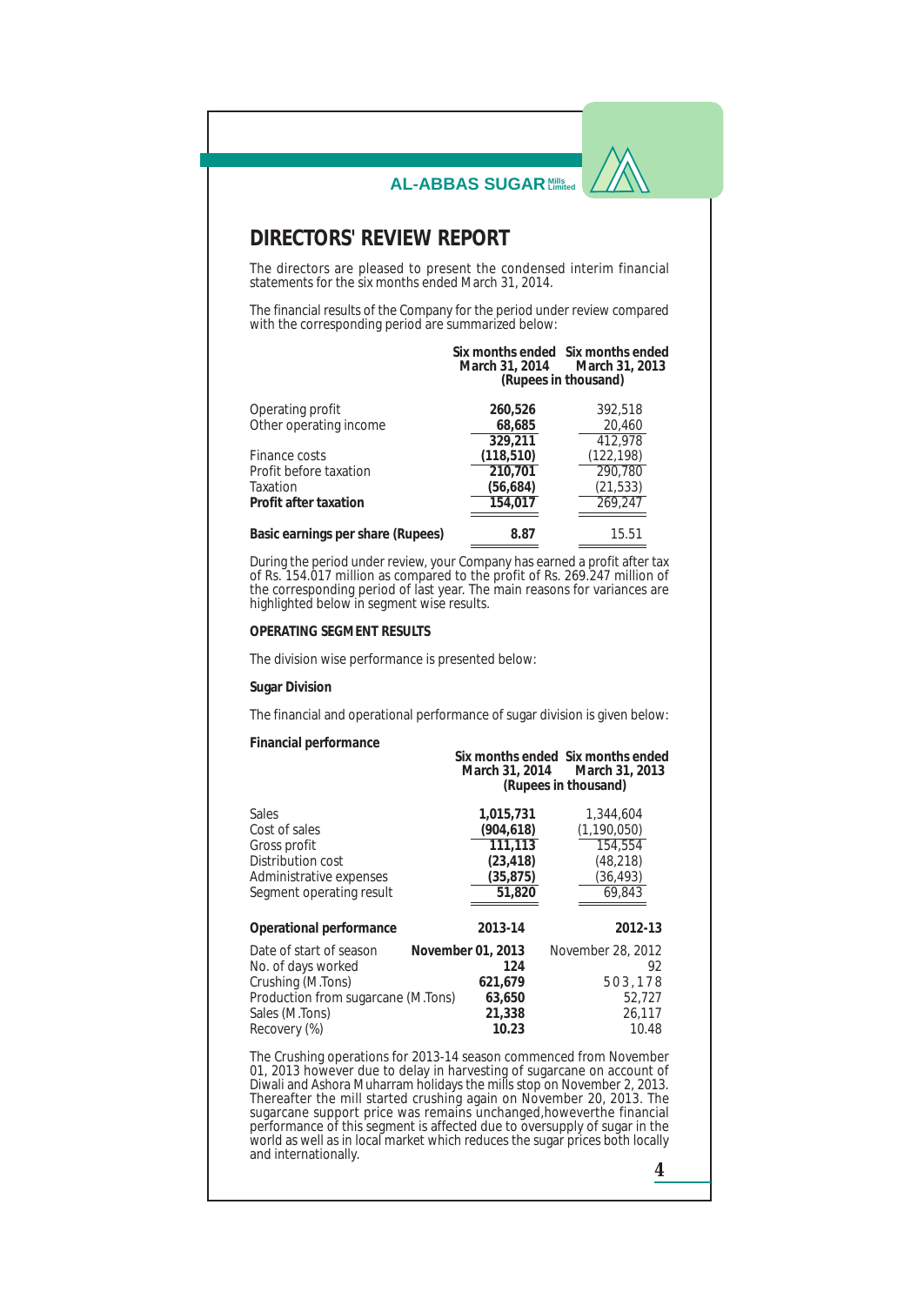# DIRECTORS' REVIEW REPORT

The directors are pleased to present the condensed interim financial statements for the six months ended March 31, 2014.

The financial results of the Company for the period under review compared with the corresponding period are summarized below:

| | Six months ended March 31, 2014 | Six months ended March 31, 2013 |
|---|---|---|
| | (Rupees in thousand) | |
| Operating profit | **260,526** | 392,518 |
| Other operating income | **68,685** | 20,460 |
| | **329,211** | 412,978 |
| Finance costs | **(118,510)** | (122,198) |
| Profit before taxation | **210,701** | 290,780 |
| Taxation | **(56,684)** | (21,533) |
| **Profit after taxation** | **154,017** | 269,247 |
| **Basic earnings per share (Rupees)** | **8.87** | 15.51 |

During the period under review, your Company has earned a profit after tax of Rs. 154.017 million as compared to the profit of Rs. 269.247 million of the corresponding period of last year. The main reasons for variances are highlighted below in segment wise results.

**OPERATING SEGMENT RESULTS**

The division wise performance is presented below:

**Sugar Division**

The financial and operational performance of sugar division is given below:

**Financial performance**

| | Six months ended March 31, 2014 | Six months ended March 31, 2013 |
|---|---|---|
| | (Rupees in thousand) | |
| Sales | **1,015,731** | 1,344,604 |
| Cost of sales | **(904,618)** | (1,190,050) |
| Gross profit | **111,113** | 154,554 |
| Distribution cost | **(23,418)** | (48,218) |
| Administrative expenses | **(35,875)** | (36,493) |
| Segment operating result | **51,820** | 69,843 |

| **Operational performance** | **2013-14** | **2012-13** |
|---|---|---|
| Date of start of season | **November 01, 2013** | November 28, 2012 |
| No. of days worked | **124** | 92 |
| Crushing (M.Tons) | **621,679** | 503,178 |
| Production from sugarcane (M.Tons) | **63,650** | 52,727 |
| Sales (M.Tons) | **21,338** | 26,117 |
| Recovery (%) | **10.23** | 10.48 |

The Crushing operations for 2013-14 season commenced from November 01, 2013 however due to delay in harvesting of sugarcane on account of Diwali and Ashora Muharram holidays the mills stop on November 2, 2013. Thereafter the mill started crushing again on November 20, 2013. The sugarcane support price was remains unchanged,howeverthe financial performance of this segment is affected due to oversupply of sugar in the world as well as in local market which reduces the sugar prices both locally and internationally.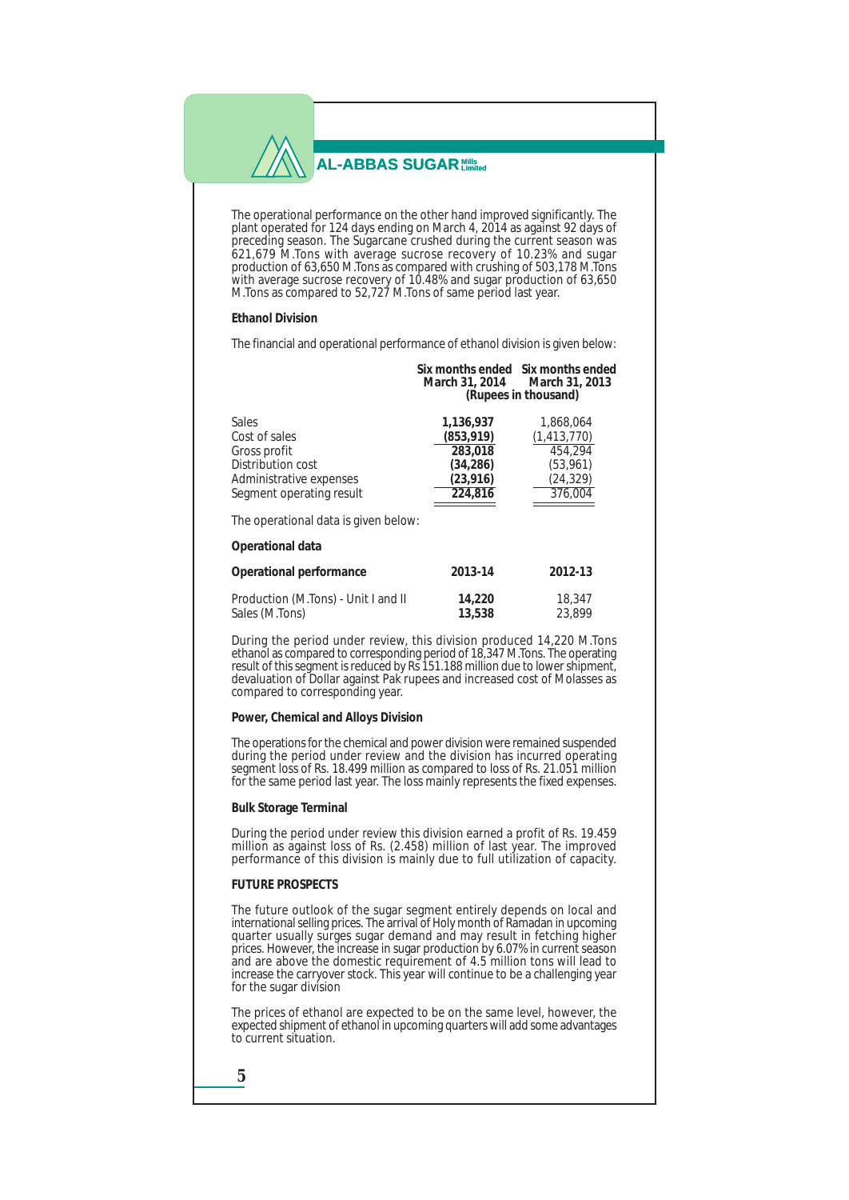The operational performance on the other hand improved significantly. The plant operated for 124 days ending on March 4, 2014 as against 92 days of preceding season. The Sugarcane crushed during the current season was 621,679 M.Tons with average sucrose recovery of 10.23% and sugar production of 63,650 M.Tons as compared with crushing of 503,178 M.Tons with average sucrose recovery of 10.48% and sugar production of 63,650 M.Tons as compared to 52,727 M.Tons of same period last year.

**Ethanol Division**

The financial and operational performance of ethanol division is given below:

| | Six months ended March 31, 2014 | Six months ended March 31, 2013 |
|---|---|---|
| | (Rupees in thousand) | |
| Sales | **1,136,937** | 1,868,064 |
| Cost of sales | **(853,919)** | (1,413,770) |
| Gross profit | **283,018** | 454,294 |
| Distribution cost | **(34,286)** | (53,961) |
| Administrative expenses | **(23,916)** | (24,329) |
| Segment operating result | **224,816** | 376,004 |

The operational data is given below:

**Operational data**

| **Operational performance** | **2013-14** | **2012-13** |
|---|---|---|
| Production (M.Tons) - Unit I and II | **14,220** | 18,347 |
| Sales (M.Tons) | **13,538** | 23,899 |

During the period under review, this division produced 14,220 M.Tons ethanol as compared to corresponding period of 18,347 M.Tons. The operating result of this segment is reduced by Rs 151.188 million due to lower shipment, devaluation of Dollar against Pak rupees and increased cost of Molasses as compared to corresponding year.

**Power, Chemical and Alloys Division**

The operations for the chemical and power division were remained suspended during the period under review and the division has incurred operating segment loss of Rs. 18.499 million as compared to loss of Rs. 21.051 million for the same period last year. The loss mainly represents the fixed expenses.

**Bulk Storage Terminal**

During the period under review this division earned a profit of Rs. 19.459 million as against loss of Rs. (2.458) million of last year. The improved performance of this division is mainly due to full utilization of capacity.

**FUTURE PROSPECTS**

The future outlook of the sugar segment entirely depends on local and international selling prices. The arrival of Holy month of Ramadan in upcoming quarter usually surges sugar demand and may result in fetching higher prices. However, the increase in sugar production by 6.07% in current season and are above the domestic requirement of 4.5 million tons will lead to increase the carryover stock. This year will continue to be a challenging year for the sugar division

The prices of ethanol are expected to be on the same level, however, the expected shipment of ethanol in upcoming quarters will add some advantages to current situation.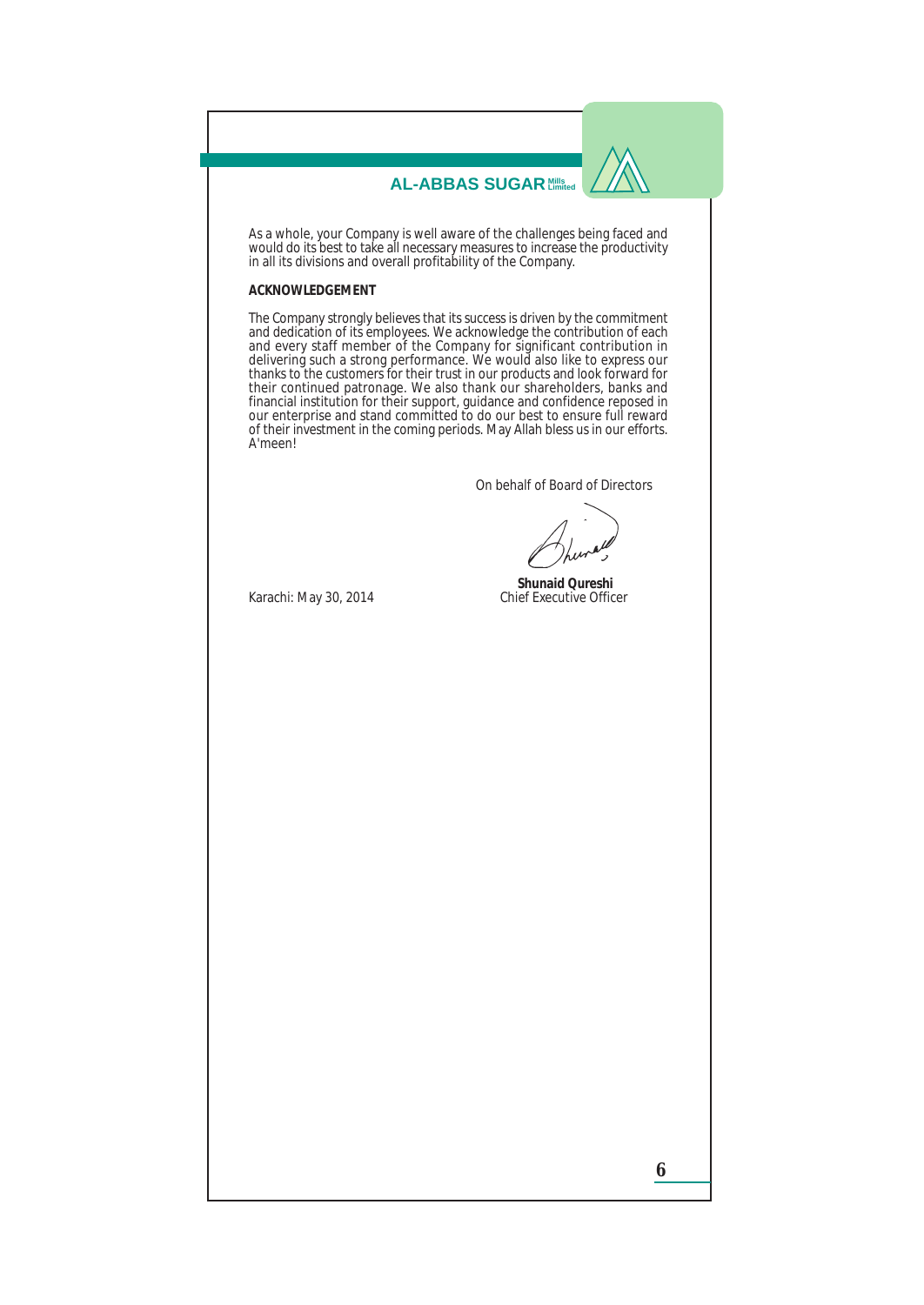As a whole, your Company is well aware of the challenges being faced and would do its best to take all necessary measures to increase the productivity in all its divisions and overall profitability of the Company.

**ACKNOWLEDGEMENT**

The Company strongly believes that its success is driven by the commitment and dedication of its employees. We acknowledge the contribution of each and every staff member of the Company for significant contribution in delivering such a strong performance. We would also like to express our thanks to the customers for their trust in our products and look forward for their continued patronage. We also thank our shareholders, banks and financial institution for their support, guidance and confidence reposed in our enterprise and stand committed to do our best to ensure full reward of their investment in the coming periods. May Allah bless us in our efforts. A'meen!

On behalf of Board of Directors

**Shunaid Qureshi**
Chief Executive Officer

Karachi: May 30, 2014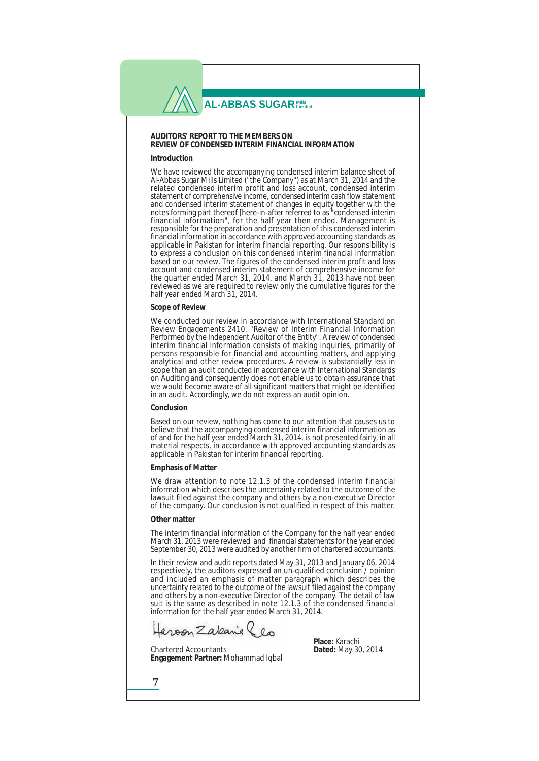## AUDITORS' REPORT TO THE MEMBERS ON REVIEW OF CONDENSED INTERIM FINANCIAL INFORMATION

### Introduction

We have reviewed the accompanying condensed interim balance sheet of Al-Abbas Sugar Mills Limited ("the Company") as at March 31, 2014 and the related condensed interim profit and loss account, condensed interim statement of comprehensive income, condensed interim cash flow statement and condensed interim statement of changes in equity together with the notes forming part thereof [here-in-after referred to as "condensed interim financial information", for the half year then ended. Management is responsible for the preparation and presentation of this condensed interim financial information in accordance with approved accounting standards as applicable in Pakistan for interim financial reporting. Our responsibility is to express a conclusion on this condensed interim financial information based on our review. The figures of the condensed interim profit and loss account and condensed interim statement of comprehensive income for the quarter ended March 31, 2014, and March 31, 2013 have not been reviewed as we are required to review only the cumulative figures for the half year ended March 31, 2014.

### Scope of Review

We conducted our review in accordance with International Standard on Review Engagements 2410, "Review of Interim Financial Information Performed by the Independent Auditor of the Entity". A review of condensed interim financial information consists of making inquiries, primarily of persons responsible for financial and accounting matters, and applying analytical and other review procedures. A review is substantially less in scope than an audit conducted in accordance with International Standards on Auditing and consequently does not enable us to obtain assurance that we would become aware of all significant matters that might be identified in an audit. Accordingly, we do not express an audit opinion.

### Conclusion

Based on our review, nothing has come to our attention that causes us to believe that the accompanying condensed interim financial information as of and for the half year ended March 31, 2014, is not presented fairly, in all material respects, in accordance with approved accounting standards as applicable in Pakistan for interim financial reporting.

### Emphasis of Matter

We draw attention to note 12.1.3 of the condensed interim financial information which describes the uncertainty related to the outcome of the lawsuit filed against the company and others by a non-executive Director of the company. Our conclusion is not qualified in respect of this matter.

### Other matter

The interim financial information of the Company for the half year ended March 31, 2013 were reviewed and financial statements for the year ended September 30, 2013 were audited by another firm of chartered accountants.

In their review and audit reports dated May 31, 2013 and January 06, 2014 respectively, the auditors expressed an un-qualified conclusion / opinion and included an emphasis of matter paragraph which describes the uncertainty related to the outcome of the lawsuit filed against the company and others by a non-executive Director of the company. The detail of law suit is the same as described in note 12.1.3 of the condensed financial information for the half year ended March 31, 2014.

Haroon Zakaria & Co

Chartered Accountants
**Engagement Partner:** Mohammad Iqbal

**Place:** Karachi
**Dated:** May 30, 2014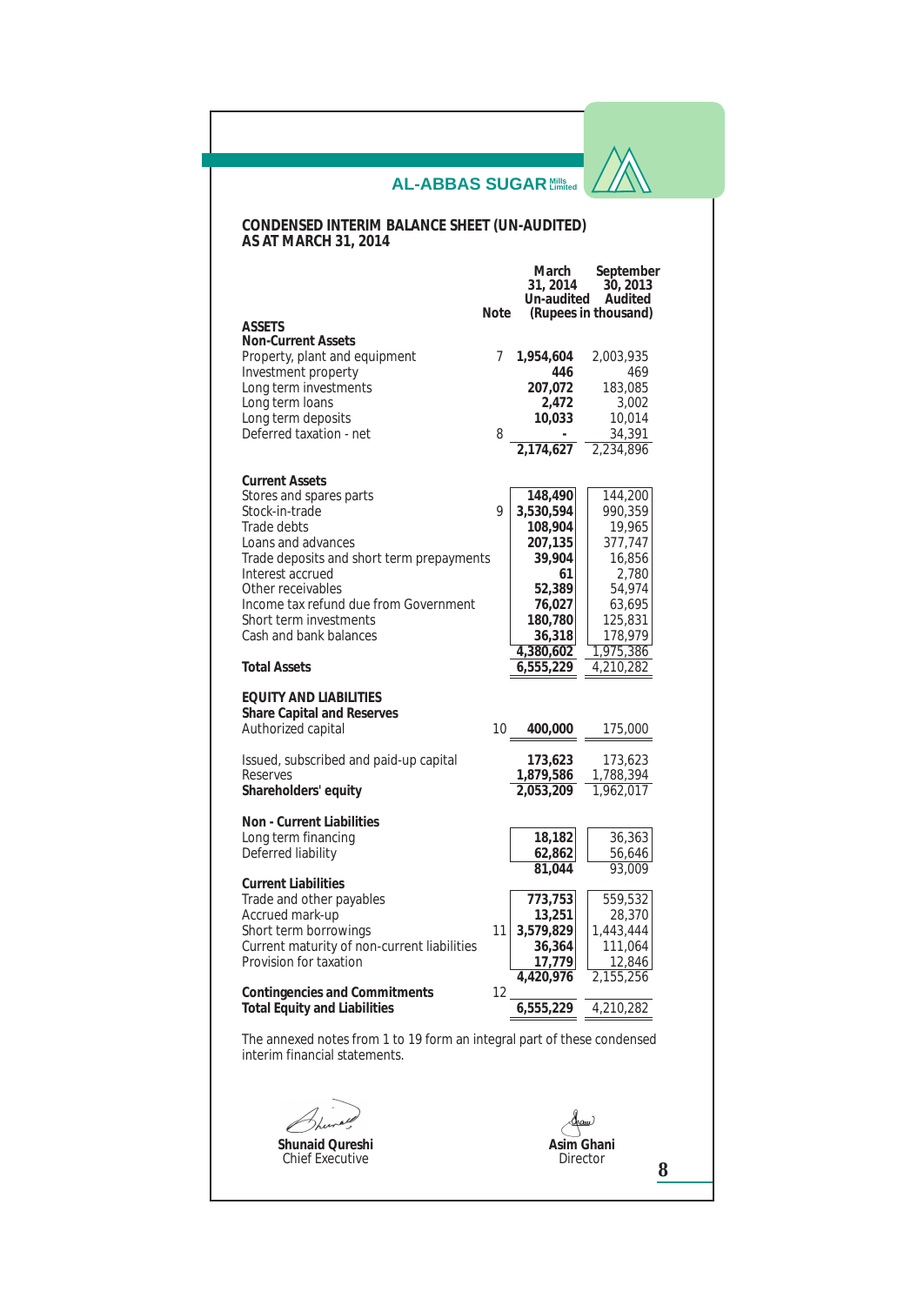AL-ABBAS SUGAR Mills Limited

## CONDENSED INTERIM BALANCE SHEET (UN-AUDITED)
## AS AT MARCH 31, 2014

| | Note | March 31, 2014 Un-audited | September 30, 2013 Audited |
|---|---|---|---|
| | | (Rupees in thousand) | |
| **ASSETS** | | | |
| **Non-Current Assets** | | | |
| Property, plant and equipment | 7 | **1,954,604** | 2,003,935 |
| Investment property | | **446** | 469 |
| Long term investments | | **207,072** | 183,085 |
| Long term loans | | **2,472** | 3,002 |
| Long term deposits | | **10,033** | 10,014 |
| Deferred taxation - net | 8 | **-** | 34,391 |
| | | **2,174,627** | 2,234,896 |
| **Current Assets** | | | |
| Stores and spares parts | | **148,490** | 144,200 |
| Stock-in-trade | 9 | **3,530,594** | 990,359 |
| Trade debts | | **108,904** | 19,965 |
| Loans and advances | | **207,135** | 377,747 |
| Trade deposits and short term prepayments | | **39,904** | 16,856 |
| Interest accrued | | **61** | 2,780 |
| Other receivables | | **52,389** | 54,974 |
| Income tax refund due from Government | | **76,027** | 63,695 |
| Short term investments | | **180,780** | 125,831 |
| Cash and bank balances | | **36,318** | 178,979 |
| | | **4,380,602** | 1,975,386 |
| **Total Assets** | | **6,555,229** | 4,210,282 |
| **EQUITY AND LIABILITIES** | | | |
| **Share Capital and Reserves** | | | |
| Authorized capital | 10 | **400,000** | 175,000 |
| Issued, subscribed and paid-up capital | | **173,623** | 173,623 |
| Reserves | | **1,879,586** | 1,788,394 |
| **Shareholders' equity** | | **2,053,209** | 1,962,017 |
| **Non - Current Liabilities** | | | |
| Long term financing | | **18,182** | 36,363 |
| Deferred liability | | **62,862** | 56,646 |
| | | **81,044** | 93,009 |
| **Current Liabilities** | | | |
| Trade and other payables | | **773,753** | 559,532 |
| Accrued mark-up | | **13,251** | 28,370 |
| Short term borrowings | 11 | **3,579,829** | 1,443,444 |
| Current maturity of non-current liabilities | | **36,364** | 111,064 |
| Provision for taxation | | **17,779** | 12,846 |
| | | **4,420,976** | 2,155,256 |
| **Contingencies and Commitments** | 12 | | |
| **Total Equity and Liabilities** | | **6,555,229** | 4,210,282 |

The annexed notes from 1 to 19 form an integral part of these condensed interim financial statements.

**Shunaid Qureshi**
Chief Executive

**Asim Ghani**
Director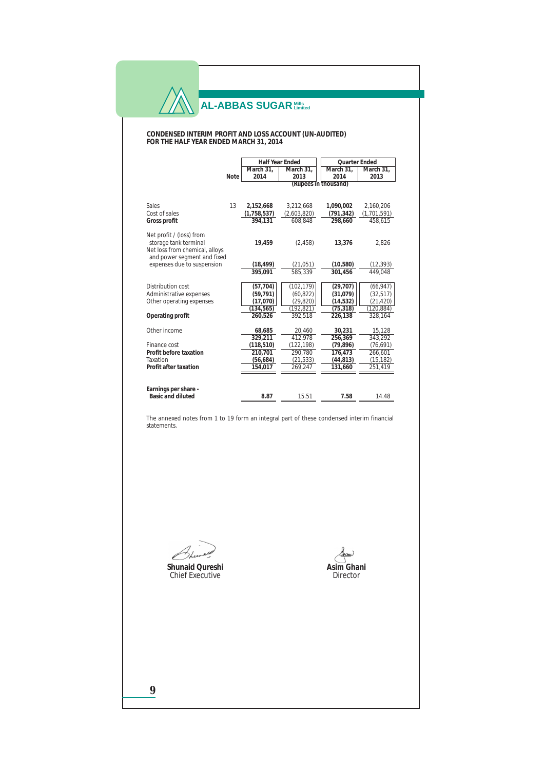**AL-ABBAS SUGAR Mills Limited**

## CONDENSED INTERIM PROFIT AND LOSS ACCOUNT (UN-AUDITED)
## FOR THE HALF YEAR ENDED MARCH 31, 2014

| | Note | Half Year Ended | | Quarter Ended | |
|---|---|---|---|---|---|
| | | March 31, 2014 | March 31, 2013 | March 31, 2014 | March 31, 2013 |
| | | (Rupees in thousand) | | | |
| Sales | 13 | **2,152,668** | 3,212,668 | **1,090,002** | 2,160,206 |
| Cost of sales | | **(1,758,537)** | (2,603,820) | **(791,342)** | (1,701,591) |
| **Gross profit** | | **394,131** | 608,848 | **298,660** | 458,615 |
| Net profit / (loss) from storage tank terminal | | **19,459** | (2,458) | **13,376** | 2,826 |
| Net loss from chemical, alloys and power segment and fixed expenses due to suspension | | **(18,499)** | (21,051) | **(10,580)** | (12,393) |
| | | **395,091** | 585,339 | **301,456** | 449,048 |
| Distribution cost | | **(57,704)** | (102,179) | **(29,707)** | (66,947) |
| Administrative expenses | | **(59,791)** | (60,822) | **(31,079)** | (32,517) |
| Other operating expenses | | **(17,070)** | (29,820) | **(14,532)** | (21,420) |
| | | **(134,565)** | (192,821) | **(75,318)** | (120,884) |
| **Operating profit** | | **260,526** | 392,518 | **226,138** | 328,164 |
| Other income | | **68,685** | 20,460 | **30,231** | 15,128 |
| | | **329,211** | 412,978 | **256,369** | 343,292 |
| Finance cost | | **(118,510)** | (122,198) | **(79,896)** | (76,691) |
| **Profit before taxation** | | **210,701** | 290,780 | **176,473** | 266,601 |
| Taxation | | **(56,684)** | (21,533) | **(44,813)** | (15,182) |
| **Profit after taxation** | | **154,017** | 269,247 | **131,660** | 251,419 |
| **Earnings per share - Basic and diluted** | | **8.87** | 15.51 | **7.58** | 14.48 |

The annexed notes from 1 to 19 form an integral part of these condensed interim financial statements.

**Shunaid Qureshi**
Chief Executive

**Asim Ghani**
Director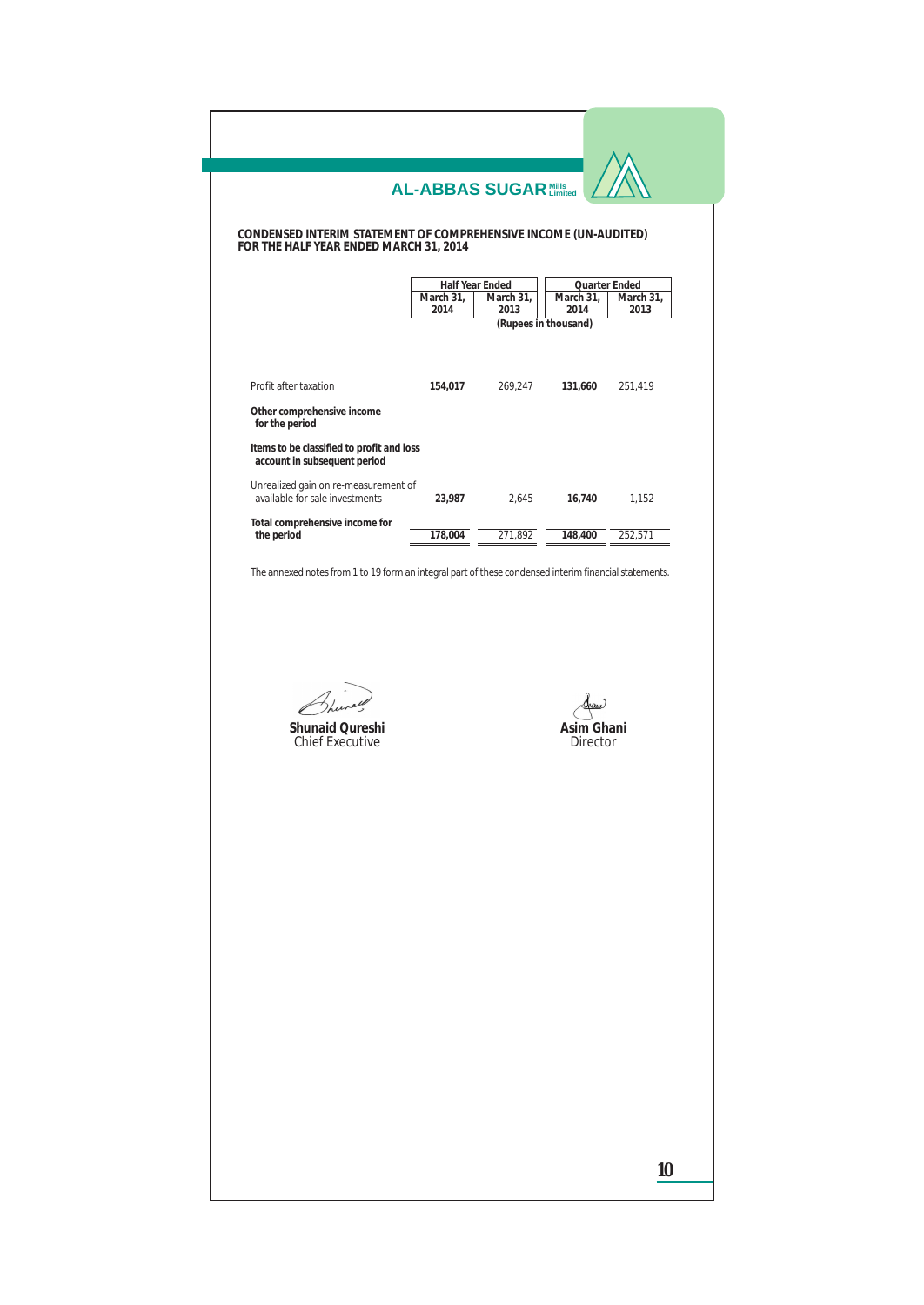## AL-ABBAS SUGAR Mills Limited

### CONDENSED INTERIM STATEMENT OF COMPREHENSIVE INCOME (UN-AUDITED) FOR THE HALF YEAR ENDED MARCH 31, 2014

| | Half Year Ended | | Quarter Ended | |
|---|---|---|---|---|
| | March 31, 2014 | March 31, 2013 | March 31, 2014 | March 31, 2013 |
| | (Rupees in thousand) | | | |
| Profit after taxation | **154,017** | 269,247 | **131,660** | 251,419 |
| **Other comprehensive income for the period** | | | | |
| **Items to be classified to profit and loss account in subsequent period** | | | | |
| Unrealized gain on re-measurement of available for sale investments | **23,987** | 2,645 | **16,740** | 1,152 |
| **Total comprehensive income for the period** | **178,004** | 271,892 | **148,400** | 252,571 |

The annexed notes from 1 to 19 form an integral part of these condensed interim financial statements.

**Shunaid Qureshi**
Chief Executive

**Asim Ghani**
Director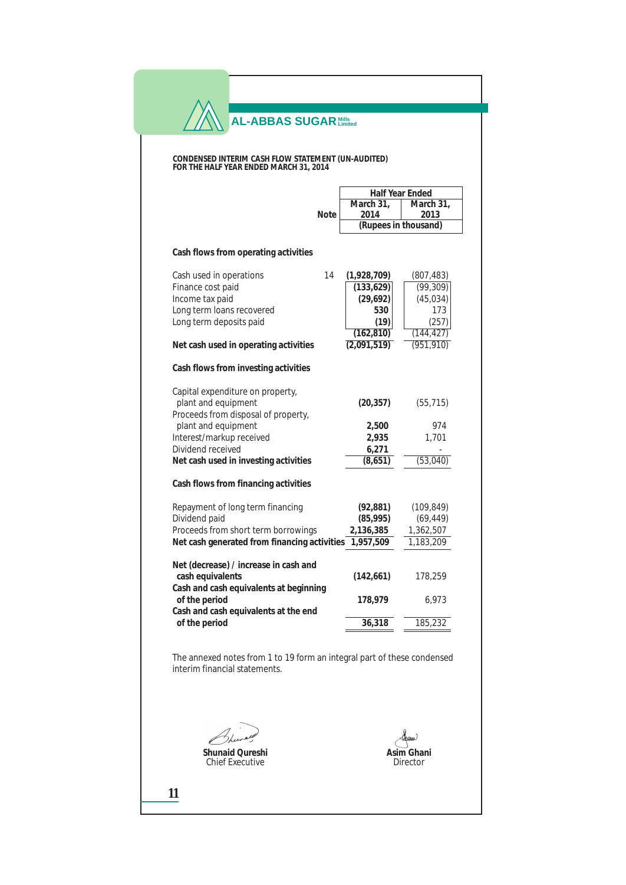AL-ABBAS SUGAR Mills Limited

**CONDENSED INTERIM CASH FLOW STATEMENT (UN-AUDITED)**
**FOR THE HALF YEAR ENDED MARCH 31, 2014**

| | Note | Half Year Ended | |
|---|---|---|---|
| | | March 31, 2014 | March 31, 2013 |
| | | (Rupees in thousand) | |
| **Cash flows from operating activities** | | | |
| Cash used in operations | 14 | **(1,928,709)** | (807,483) |
| Finance cost paid | | **(133,629)** | (99,309) |
| Income tax paid | | **(29,692)** | (45,034) |
| Long term loans recovered | | **530** | 173 |
| Long term deposits paid | | **(19)** | (257) |
| | | **(162,810)** | (144,427) |
| **Net cash used in operating activities** | | **(2,091,519)** | (951,910) |
| **Cash flows from investing activities** | | | |
| Capital expenditure on property, plant and equipment | | **(20,357)** | (55,715) |
| Proceeds from disposal of property, plant and equipment | | **2,500** | 974 |
| Interest/markup received | | **2,935** | 1,701 |
| Dividend received | | **6,271** | - |
| **Net cash used in investing activities** | | **(8,651)** | (53,040) |
| **Cash flows from financing activities** | | | |
| Repayment of long term financing | | **(92,881)** | (109,849) |
| Dividend paid | | **(85,995)** | (69,449) |
| Proceeds from short term borrowings | | **2,136,385** | 1,362,507 |
| **Net cash generated from financing activities** | | **1,957,509** | 1,183,209 |
| **Net (decrease) / increase in cash and cash equivalents** | | **(142,661)** | 178,259 |
| **Cash and cash equivalents at beginning of the period** | | **178,979** | 6,973 |
| **Cash and cash equivalents at the end of the period** | | **36,318** | 185,232 |

The annexed notes from 1 to 19 form an integral part of these condensed interim financial statements.

**Shunaid Qureshi**
Chief Executive

**Asim Ghani**
Director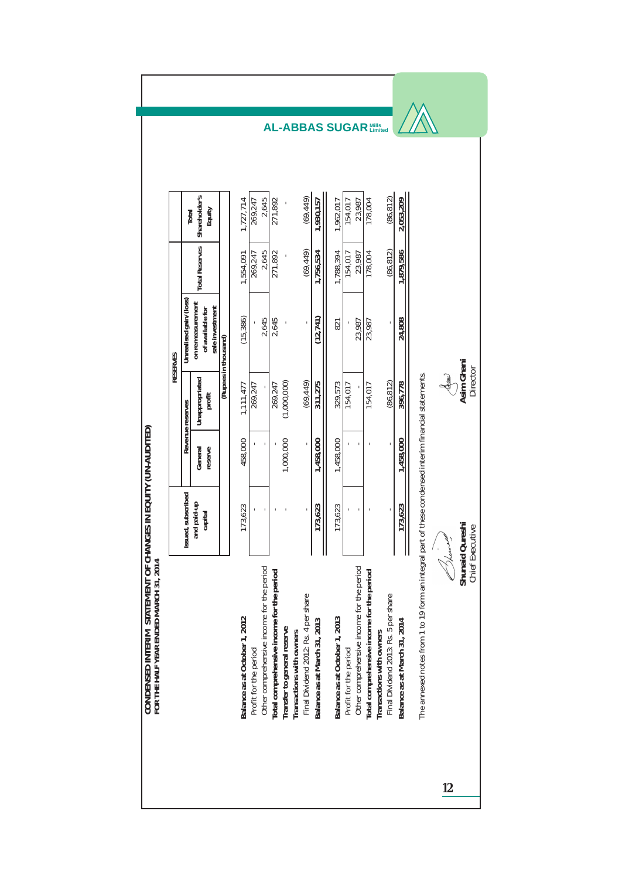# CONDENSED INTERIM STATEMENT OF CHANGES IN EQUITY (UN-AUDITED)

## FOR THE HALF YEAR ENDED MARCH 31, 2014

| | Issued, subscribed and paid-up capital | RESERVES | | | | Total Shareholder's Equity |
|---|---|---|---|---|---|---|
| | | Revenue reserves | | Unrealised gain/ (loss) on remeasurement of available for sale investment | Total Reserves | |
| | | General reserve | Unappropriated profit | | | |
| | (Rupees in thousand) | | | | | |
| **Balance as at October 1, 2012** | 173,623 | 458,000 | 1,111,477 | (15,386) | 1,554,091 | 1,727,714 |
| Profit for the period | - | - | 269,247 | - | 269,247 | 269,247 |
| Other comprehensive income for the period | - | - | - | 2,645 | 2,645 | 2,645 |
| **Total comprehensive income for the period** | - | - | 269,247 | 2,645 | 271,892 | 271,892 |
| **Transfer to general reserve** | - | 1,000,000 | (1,000,000) | - | - | - |
| **Transactions with owners** | | | | | | |
| Final Dividend 2012: Rs. 4 per share | - | - | (69,449) | - | (69,449) | (69,449) |
| **Balance as at March 31, 2013** | **173,623** | **1,458,000** | **311,275** | **(12,741)** | **1,756,534** | **1,930,157** |
| **Balance as at October 1, 2013** | 173,623 | 1,458,000 | 329,573 | 821 | 1,788,394 | 1,962,017 |
| Profit for the period | - | - | 154,017 | - | 154,017 | 154,017 |
| Other comprehensive income for the period | - | - | - | 23,987 | 23,987 | 23,987 |
| **Total comprehensive income for the period** | - | - | 154,017 | 23,987 | 178,004 | 178,004 |
| **Transactions with owners** | | | | | | |
| Final Dividend 2013: Rs. 5 per share | - | - | (86,812) | - | (86,812) | (86,812) |
| **Balance as at March 31, 2014** | **173,623** | **1,458,000** | **396,778** | **24,808** | **1,879,586** | **2,053,209** |

The annexed notes from 1 to 19 form an integral part of these condensed interim financial statements.

**Shunaid Qureshi**
Chief Executive

**Asim Ghani**
Director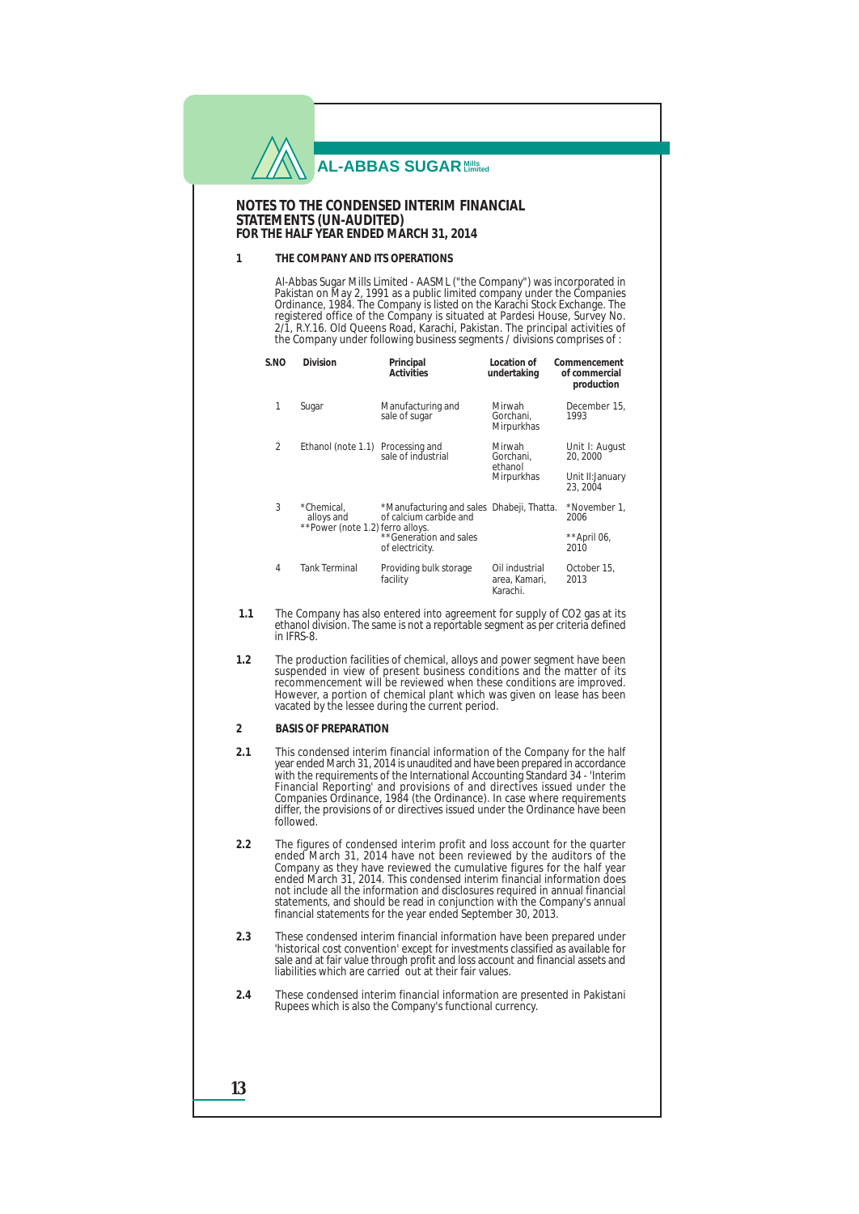# NOTES TO THE CONDENSED INTERIM FINANCIAL STATEMENTS (UN-AUDITED)
## FOR THE HALF YEAR ENDED MARCH 31, 2014

**1 THE COMPANY AND ITS OPERATIONS**

Al-Abbas Sugar Mills Limited - AASML ("the Company") was incorporated in Pakistan on May 2, 1991 as a public limited company under the Companies Ordinance, 1984. The Company is listed on the Karachi Stock Exchange. The registered office of the Company is situated at Pardesi House, Survey No. 2/1, R.Y.16. Old Queens Road, Karachi, Pakistan. The principal activities of the Company under following business segments / divisions comprises of :

| S.NO | Division | Principal Activities | Location of undertaking | Commencement of commercial production |
|---|---|---|---|---|
| 1 | Sugar | Manufacturing and sale of sugar | Mirwah Gorchani, Mirpurkhas | December 15, 1993 |
| 2 | Ethanol (note 1.1) | Processing and sale of industrial ethanol | Mirwah Gorchani, Mirpurkhas | Unit I: August 20, 2000<br>Unit II:January 23, 2004 |
| 3 | *Chemical, alloys and **Power (note 1.2) | *Manufacturing and sales of calcium carbide and ferro alloys.<br>**Generation and sales of electricity. | Dhabeji, Thatta. | *November 1, 2006<br>**April 06, 2010 |
| 4 | Tank Terminal | Providing bulk storage facility | Oil industrial area, Kamari, Karachi. | October 15, 2013 |

**1.1** The Company has also entered into agreement for supply of $CO_2$ gas at its ethanol division. The same is not a reportable segment as per criteria defined in IFRS-8.

**1.2** The production facilities of chemical, alloys and power segment have been suspended in view of present business conditions and the matter of its recommencement will be reviewed when these conditions are improved. However, a portion of chemical plant which was given on lease has been vacated by the lessee during the current period.

**2 BASIS OF PREPARATION**

**2.1** This condensed interim financial information of the Company for the half year ended March 31, 2014 is unaudited and have been prepared in accordance with the requirements of the International Accounting Standard 34 - 'Interim Financial Reporting' and provisions of and directives issued under the Companies Ordinance, 1984 (the Ordinance). In case where requirements differ, the provisions of or directives issued under the Ordinance have been followed.

**2.2** The figures of condensed interim profit and loss account for the quarter ended March 31, 2014 have not been reviewed by the auditors of the Company as they have reviewed the cumulative figures for the half year ended March 31, 2014. This condensed interim financial information does not include all the information and disclosures required in annual financial statements, and should be read in conjunction with the Company's annual financial statements for the year ended September 30, 2013.

**2.3** These condensed interim financial information have been prepared under 'historical cost convention' except for investments classified as available for sale and at fair value through profit and loss account and financial assets and liabilities which are carried out at their fair values.

**2.4** These condensed interim financial information are presented in Pakistani Rupees which is also the Company's functional currency.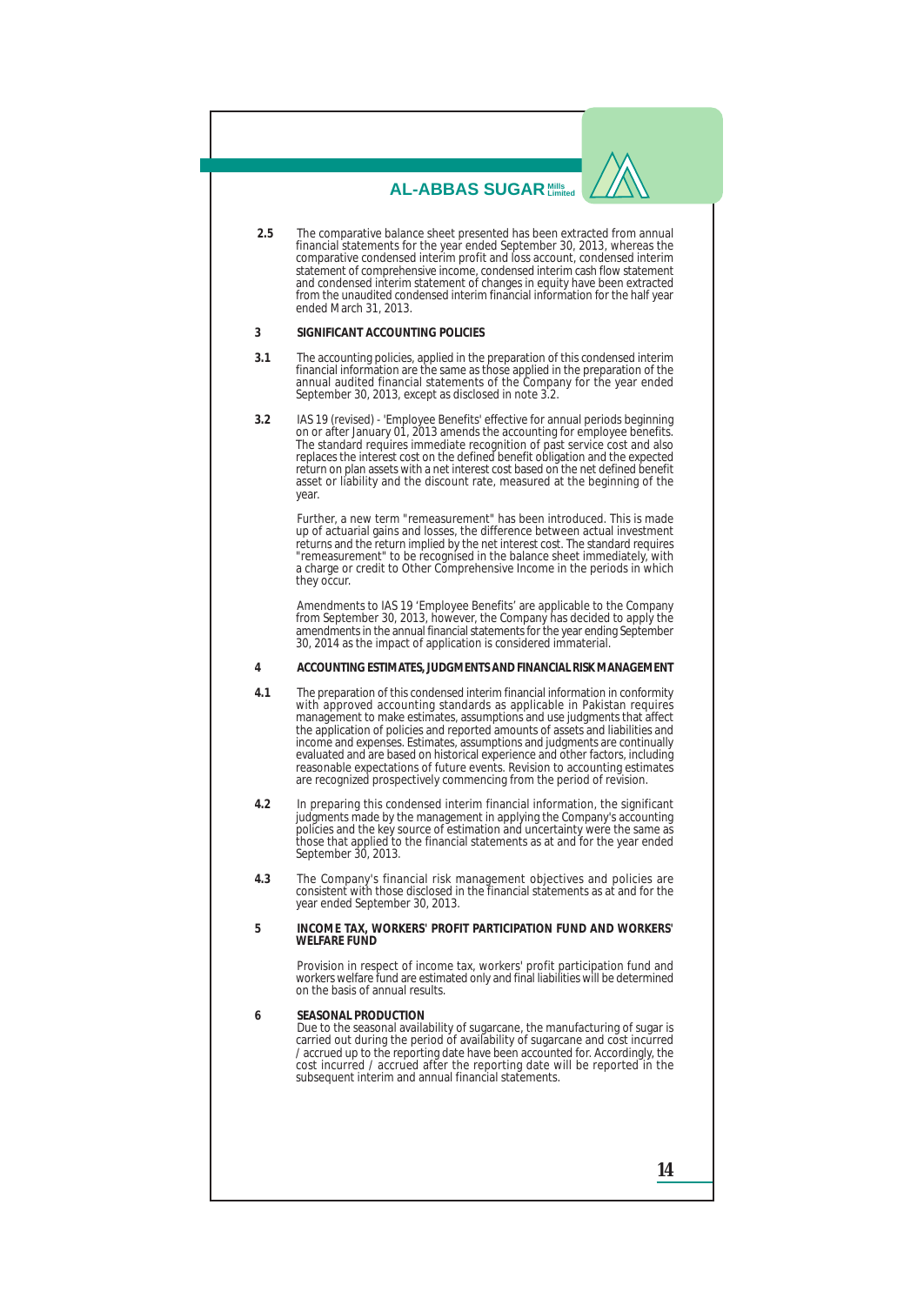**2.5** The comparative balance sheet presented has been extracted from annual financial statements for the year ended September 30, 2013, whereas the comparative condensed interim profit and loss account, condensed interim statement of comprehensive income, condensed interim cash flow statement and condensed interim statement of changes in equity have been extracted from the unaudited condensed interim financial information for the half year ended March 31, 2013.

## 3 SIGNIFICANT ACCOUNTING POLICIES

**3.1** The accounting policies, applied in the preparation of this condensed interim financial information are the same as those applied in the preparation of the annual audited financial statements of the Company for the year ended September 30, 2013, except as disclosed in note 3.2.

**3.2** IAS 19 (revised) - 'Employee Benefits' effective for annual periods beginning on or after January 01, 2013 amends the accounting for employee benefits. The standard requires immediate recognition of past service cost and also replaces the interest cost on the defined benefit obligation and the expected return on plan assets with a net interest cost based on the net defined benefit asset or liability and the discount rate, measured at the beginning of the year.

Further, a new term "remeasurement" has been introduced. This is made up of actuarial gains and losses, the difference between actual investment returns and the return implied by the net interest cost. The standard requires "remeasurement" to be recognised in the balance sheet immediately, with a charge or credit to Other Comprehensive Income in the periods in which they occur.

Amendments to IAS 19 'Employee Benefits' are applicable to the Company from September 30, 2013, however, the Company has decided to apply the amendments in the annual financial statements for the year ending September 30, 2014 as the impact of application is considered immaterial.

## 4 ACCOUNTING ESTIMATES, JUDGMENTS AND FINANCIAL RISK MANAGEMENT

**4.1** The preparation of this condensed interim financial information in conformity with approved accounting standards as applicable in Pakistan requires management to make estimates, assumptions and use judgments that affect the application of policies and reported amounts of assets and liabilities and income and expenses. Estimates, assumptions and judgments are continually evaluated and are based on historical experience and other factors, including reasonable expectations of future events. Revision to accounting estimates are recognized prospectively commencing from the period of revision.

**4.2** In preparing this condensed interim financial information, the significant judgments made by the management in applying the Company's accounting policies and the key source of estimation and uncertainty were the same as those that applied to the financial statements as at and for the year ended September 30, 2013.

**4.3** The Company's financial risk management objectives and policies are consistent with those disclosed in the financial statements as at and for the year ended September 30, 2013.

## 5 INCOME TAX, WORKERS' PROFIT PARTICIPATION FUND AND WORKERS' WELFARE FUND

Provision in respect of income tax, workers' profit participation fund and workers welfare fund are estimated only and final liabilities will be determined on the basis of annual results.

## 6 SEASONAL PRODUCTION

Due to the seasonal availability of sugarcane, the manufacturing of sugar is carried out during the period of availability of sugarcane and cost incurred / accrued up to the reporting date have been accounted for. Accordingly, the cost incurred / accrued after the reporting date will be reported in the subsequent interim and annual financial statements.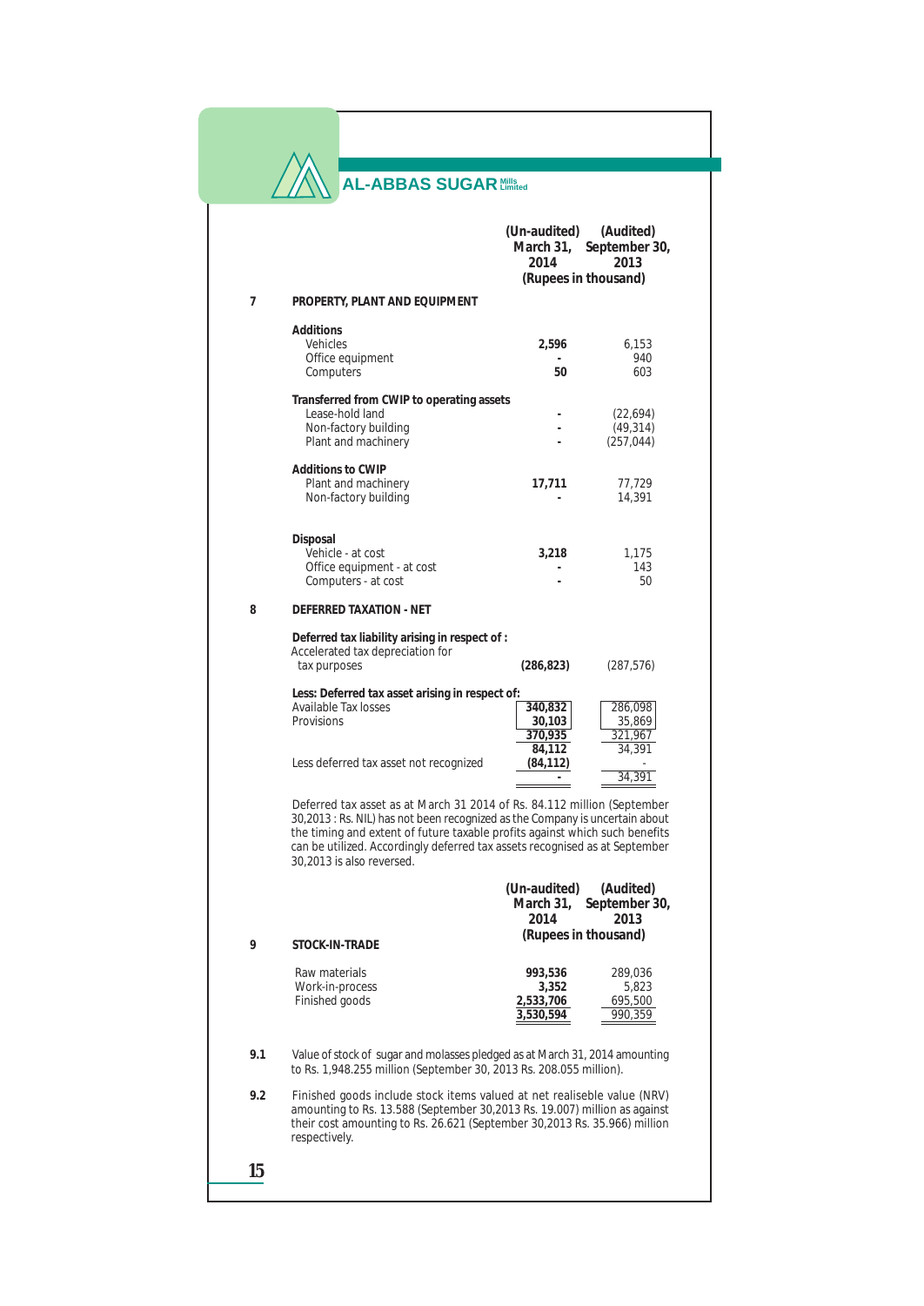| | | (Un-audited) March 31, 2014 | (Audited) September 30, 2013 |
|---|---|---|---|
| | | (Rupees in thousand) | |
| **7** | **PROPERTY, PLANT AND EQUIPMENT** | | |
| | **Additions** | | |
| | Vehicles | **2,596** | 6,153 |
| | Office equipment | **-** | 940 |
| | Computers | **50** | 603 |
| | **Transferred from CWIP to operating assets** | | |
| | Lease-hold land | **-** | (22,694) |
| | Non-factory building | **-** | (49,314) |
| | Plant and machinery | **-** | (257,044) |
| | **Additions to CWIP** | | |
| | Plant and machinery | **17,711** | 77,729 |
| | Non-factory building | **-** | 14,391 |
| | **Disposal** | | |
| | Vehicle - at cost | **3,218** | 1,175 |
| | Office equipment - at cost | **-** | 143 |
| | Computers - at cost | **-** | 50 |
| **8** | **DEFERRED TAXATION - NET** | | |
| | **Deferred tax liability arising in respect of :** | | |
| | Accelerated tax depreciation for tax purposes | **(286,823)** | (287,576) |
| | **Less: Deferred tax asset arising in respect of:** | | |
| | Available Tax losses | **340,832** | 286,098 |
| | Provisions | **30,103** | 35,869 |
| | | **370,935** | 321,967 |
| | | **84,112** | 34,391 |
| | Less deferred tax asset not recognized | **(84,112)** | - |
| | | **-** | 34,391 |

Deferred tax asset as at March 31 2014 of Rs. 84.112 million (September 30,2013 : Rs. NIL) has not been recognized as the Company is uncertain about the timing and extent of future taxable profits against which such benefits can be utilized. Accordingly deferred tax assets recognised as at September 30,2013 is also reversed.

| | | (Un-audited) March 31, 2014 | (Audited) September 30, 2013 |
|---|---|---|---|
| | | (Rupees in thousand) | |
| **9** | **STOCK-IN-TRADE** | | |
| | Raw materials | **993,536** | 289,036 |
| | Work-in-process | **3,352** | 5,823 |
| | Finished goods | **2,533,706** | 695,500 |
| | | **3,530,594** | 990,359 |

**9.1** Value of stock of sugar and molasses pledged as at March 31, 2014 amounting to Rs. 1,948.255 million (September 30, 2013 Rs. 208.055 million).

**9.2** Finished goods include stock items valued at net realiseble value (NRV) amounting to Rs. 13.588 (September 30,2013 Rs. 19.007) million as against their cost amounting to Rs. 26.621 (September 30,2013 Rs. 35.966) million respectively.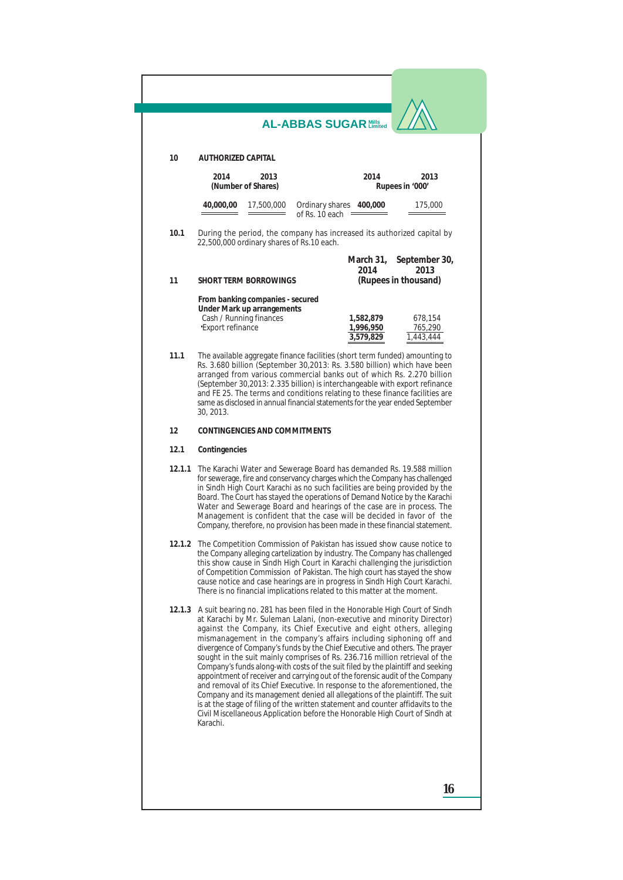## 10 AUTHORIZED CAPITAL

| 2014 | 2013 | | 2014 | 2013 |
|---|---|---|---|---|
| (Number of Shares) | | | Rupees in '000' | |
| 40,000,00 | 17,500,000 | Ordinary shares of Rs. 10 each | 400,000 | 175,000 |

**10.1** During the period, the company has increased its authorized capital by 22,500,000 ordinary shares of Rs.10 each.

| 11 SHORT TERM BORROWINGS | March 31, 2014 | September 30, 2013 |
|---|---|---|
| | (Rupees in thousand) | |
| **From banking companies - secured** | | |
| **Under Mark up arrangements** | | |
| Cash / Running finances | 1,582,879 | 678,154 |
| Export refinance | 1,996,950 | 765,290 |
| | 3,579,829 | 1,443,444 |

**11.1** The available aggregate finance facilities (short term funded) amounting to Rs. 3.680 billion (September 30,2013: Rs. 3.580 billion) which have been arranged from various commercial banks out of which Rs. 2.270 billion (September 30,2013: 2.335 billion) is interchangeable with export refinance and FE 25. The terms and conditions relating to these finance facilities are same as disclosed in annual financial statements for the year ended September 30, 2013.

## 12 CONTINGENCIES AND COMMITMENTS

### 12.1 Contingencies

**12.1.1** The Karachi Water and Sewerage Board has demanded Rs. 19.588 million for sewerage, fire and conservancy charges which the Company has challenged in Sindh High Court Karachi as no such facilities are being provided by the Board. The Court has stayed the operations of Demand Notice by the Karachi Water and Sewerage Board and hearings of the case are in process. The Management is confident that the case will be decided in favor of the Company, therefore, no provision has been made in these financial statement.

**12.1.2** The Competition Commission of Pakistan has issued show cause notice to the Company alleging cartelization by industry. The Company has challenged this show cause in Sindh High Court in Karachi challenging the jurisdiction of Competition Commission of Pakistan. The high court has stayed the show cause notice and case hearings are in progress in Sindh High Court Karachi. There is no financial implications related to this matter at the moment.

**12.1.3** A suit bearing no. 281 has been filed in the Honorable High Court of Sindh at Karachi by Mr. Suleman Lalani, (non-executive and minority Director) against the Company, its Chief Executive and eight others, alleging mismanagement in the company's affairs including siphoning off and divergence of Company's funds by the Chief Executive and others. The prayer sought in the suit mainly comprises of Rs. 236.716 million retrieval of the Company's funds along-with costs of the suit filed by the plaintiff and seeking appointment of receiver and carrying out of the forensic audit of the Company and removal of its Chief Executive. In response to the aforementioned, the Company and its management denied all allegations of the plaintiff. The suit is at the stage of filing of the written statement and counter affidavits to the Civil Miscellaneous Application before the Honorable High Court of Sindh at Karachi.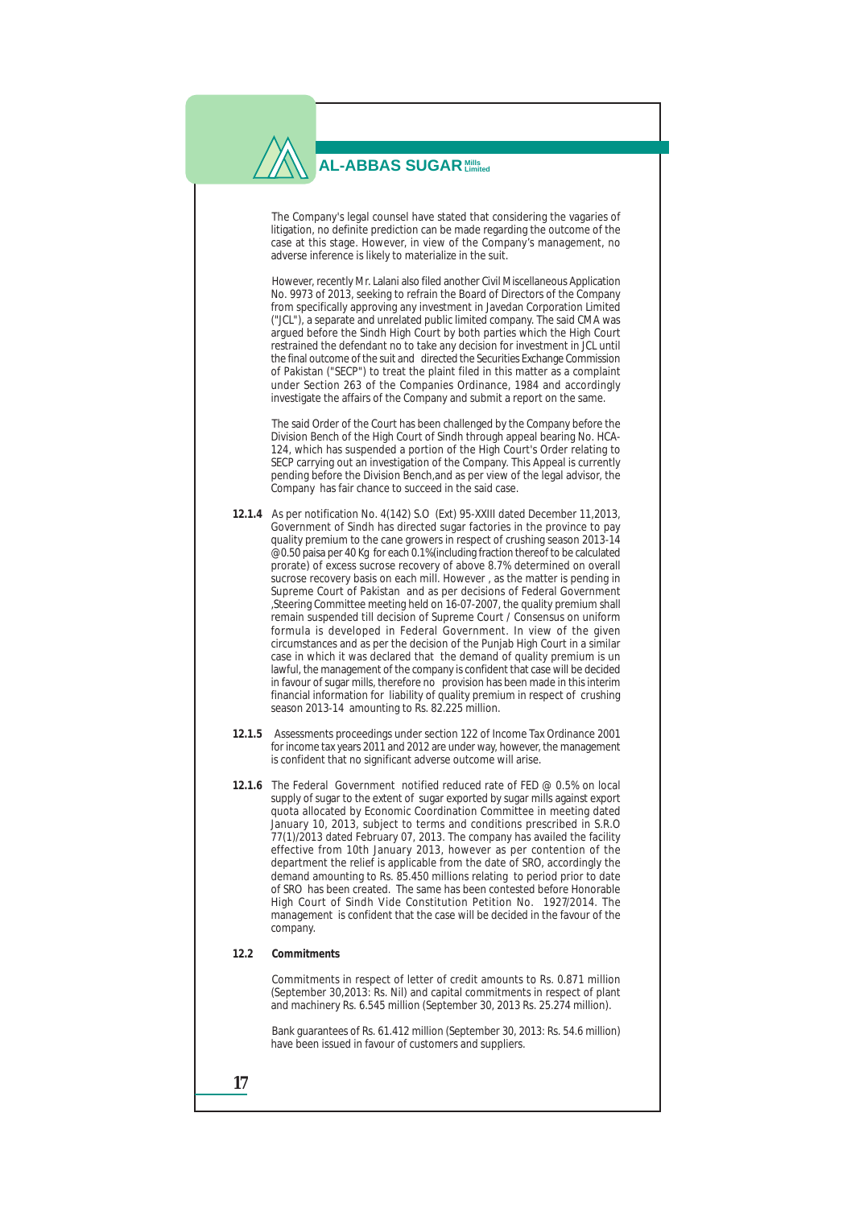The Company's legal counsel have stated that considering the vagaries of litigation, no definite prediction can be made regarding the outcome of the case at this stage. However, in view of the Company's management, no adverse inference is likely to materialize in the suit.

However, recently Mr. Lalani also filed another Civil Miscellaneous Application No. 9973 of 2013, seeking to refrain the Board of Directors of the Company from specifically approving any investment in Javedan Corporation Limited ("JCL"), a separate and unrelated public limited company. The said CMA was argued before the Sindh High Court by both parties which the High Court restrained the defendant no to take any decision for investment in JCL until the final outcome of the suit and directed the Securities Exchange Commission of Pakistan ("SECP") to treat the plaint filed in this matter as a complaint under Section 263 of the Companies Ordinance, 1984 and accordingly investigate the affairs of the Company and submit a report on the same.

The said Order of the Court has been challenged by the Company before the Division Bench of the High Court of Sindh through appeal bearing No. HCA-124, which has suspended a portion of the High Court's Order relating to SECP carrying out an investigation of the Company. This Appeal is currently pending before the Division Bench,and as per view of the legal advisor, the Company has fair chance to succeed in the said case.

**12.1.4** As per notification No. 4(142) S.O (Ext) 95-XXIII dated December 11,2013, Government of Sindh has directed sugar factories in the province to pay quality premium to the cane growers in respect of crushing season 2013-14 @0.50 paisa per 40 Kg for each 0.1%(including fraction thereof to be calculated prorate) of excess sucrose recovery of above 8.7% determined on overall sucrose recovery basis on each mill. However , as the matter is pending in Supreme Court of Pakistan and as per decisions of Federal Government ,Steering Committee meeting held on 16-07-2007, the quality premium shall remain suspended till decision of Supreme Court / Consensus on uniform formula is developed in Federal Government. In view of the given circumstances and as per the decision of the Punjab High Court in a similar case in which it was declared that the demand of quality premium is un lawful, the management of the company is confident that case will be decided in favour of sugar mills, therefore no provision has been made in this interim financial information for liability of quality premium in respect of crushing season 2013-14 amounting to Rs. 82.225 million.

**12.1.5** Assessments proceedings under section 122 of Income Tax Ordinance 2001 for income tax years 2011 and 2012 are under way, however, the management is confident that no significant adverse outcome will arise.

**12.1.6** The Federal Government notified reduced rate of FED @ 0.5% on local supply of sugar to the extent of sugar exported by sugar mills against export quota allocated by Economic Coordination Committee in meeting dated January 10, 2013, subject to terms and conditions prescribed in S.R.O 77(1)/2013 dated February 07, 2013. The company has availed the facility effective from 10th January 2013, however as per contention of the department the relief is applicable from the date of SRO, accordingly the demand amounting to Rs. 85.450 millions relating to period prior to date of SRO has been created. The same has been contested before Honorable High Court of Sindh Vide Constitution Petition No. 1927/2014. The management is confident that the case will be decided in the favour of the company.

**12.2 Commitments**

Commitments in respect of letter of credit amounts to Rs. 0.871 million (September 30,2013: Rs. Nil) and capital commitments in respect of plant and machinery Rs. 6.545 million (September 30, 2013 Rs. 25.274 million).

Bank guarantees of Rs. 61.412 million (September 30, 2013: Rs. 54.6 million) have been issued in favour of customers and suppliers.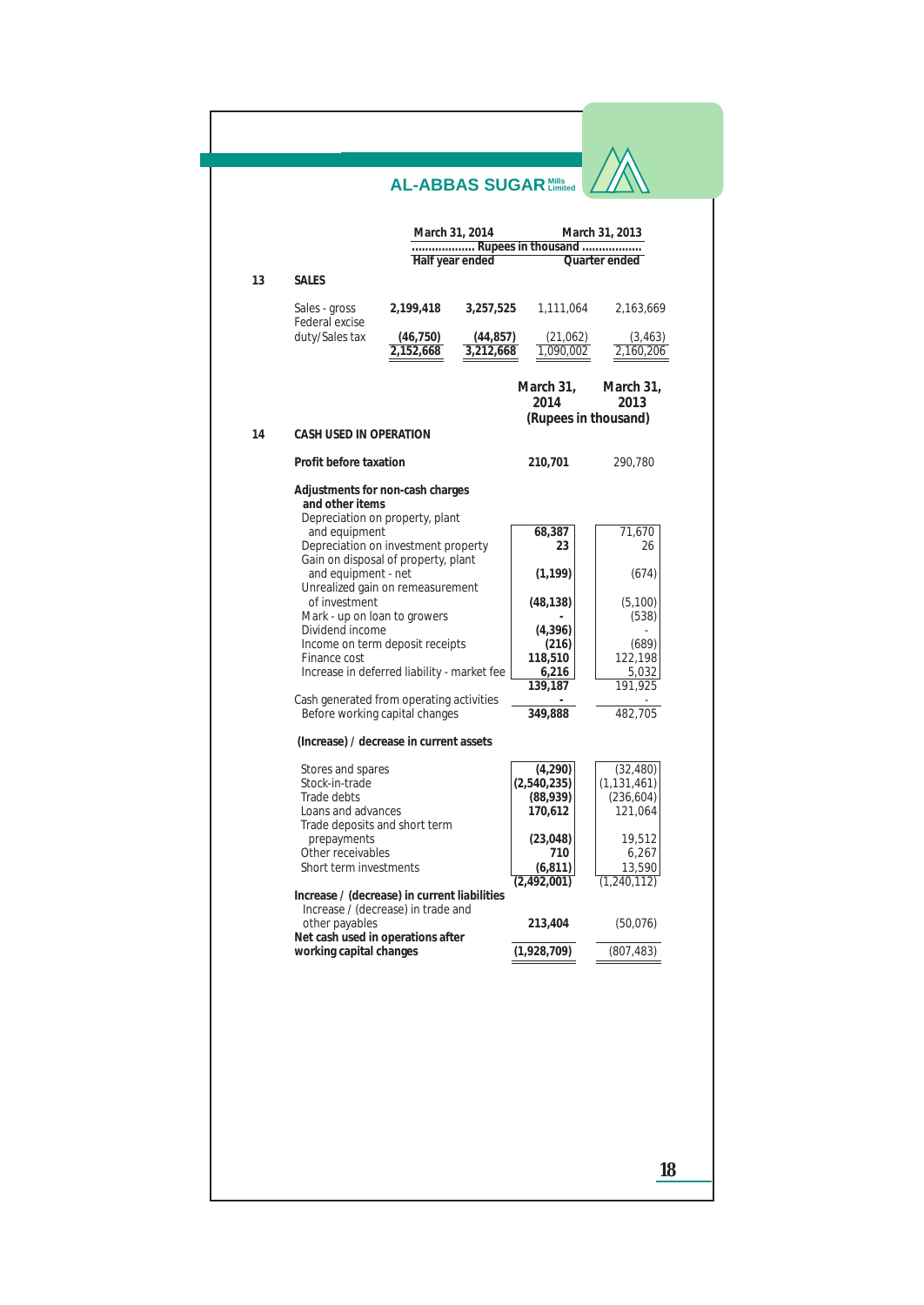## 13 SALES

| | March 31, 2014 | | March 31, 2013 | |
|---|---|---|---|---|
| | ................... Rupees in thousand ................... | | | |
| | Half year ended | | Quarter ended | |
| Sales - gross | 2,199,418 | 3,257,525 | 1,111,064 | 2,163,669 |
| Federal excise duty/Sales tax | (46,750) | (44,857) | (21,062) | (3,463) |
| | 2,152,668 | 3,212,668 | 1,090,002 | 2,160,206 |

## 14 CASH USED IN OPERATION

| | March 31, 2014 | March 31, 2013 |
|---|---|---|
| | (Rupees in thousand) | |
| **Profit before taxation** | **210,701** | 290,780 |
| **Adjustments for non-cash charges and other items** | | |
| Depreciation on property, plant and equipment | 68,387 | 71,670 |
| Depreciation on investment property | 23 | 26 |
| Gain on disposal of property, plant and equipment - net | (1,199) | (674) |
| Unrealized gain on remeasurement of investment | (48,138) | (5,100) |
| Mark - up on loan to growers | - | (538) |
| Dividend income | (4,396) | - |
| Income on term deposit receipts | (216) | (689) |
| Finance cost | 118,510 | 122,198 |
| Increase in deferred liability - market fee | 6,216 | 5,032 |
| | 139,187 | 191,925 |
| Cash generated from operating activities | - | - |
| Before working capital changes | 349,888 | 482,705 |
| **(Increase) / decrease in current assets** | | |
| Stores and spares | (4,290) | (32,480) |
| Stock-in-trade | (2,540,235) | (1,131,461) |
| Trade debts | (88,939) | (236,604) |
| Loans and advances | 170,612 | 121,064 |
| Trade deposits and short term prepayments | (23,048) | 19,512 |
| Other receivables | 710 | 6,267 |
| Short term investments | (6,811) | 13,590 |
| | (2,492,001) | (1,240,112) |
| **Increase / (decrease) in current liabilities** | | |
| Increase / (decrease) in trade and other payables | 213,404 | (50,076) |
| **Net cash used in operations after working capital changes** | **(1,928,709)** | (807,483) |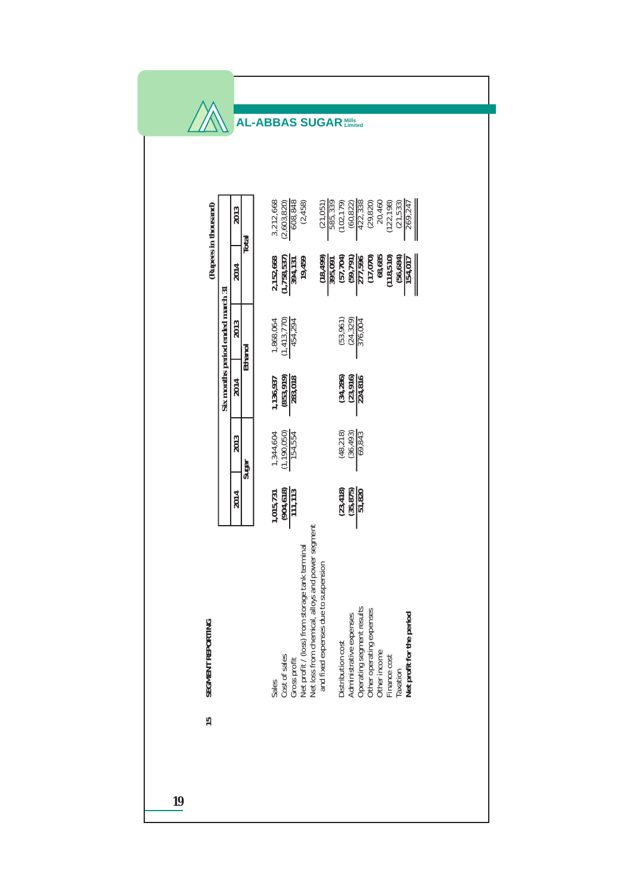## 15 SEGMENT REPORTING

(Rupees in thousand)

| | Six months period ended march 31 | | | | | |
|---|---|---|---|---|---|---|
| | Sugar | | Ethanol | | Total | |
| | 2014 | 2013 | 2014 | 2013 | 2014 | 2013 |
| Sales | **1,015,731** | 1,344,604 | **1,136,937** | 1,868,064 | **2,152,668** | 3,212,668 |
| Cost of sales | **(904,618)** | (1,190,050) | **(853,919)** | (1,413,770) | **(1,758,537)** | (2,603,820) |
| Gross profit | **111,113** | 154,554 | **283,018** | 454,294 | **394,131** | 608,848 |
| Net profit / (loss) from storage tank terminal | | | | | **19,459** | (2,458) |
| Net loss from chemical, alloys and power segment and fixed expenses due to suspension | | | | | **(18,499)** | (21,051) |
| | | | | | **395,091** | 585,339 |
| Distribution cost | **(23,418)** | (48,218) | **(34,286)** | (53,961) | **(57,704)** | (102,179) |
| Administrative expenses | **(35,875)** | (36,493) | **(23,916)** | (24,329) | **(59,791)** | (60,822) |
| Operating segment results | **51,820** | 69,843 | **224,816** | 376,004 | **277,596** | 422,338 |
| Other operating expenses | | | | | **(17,070)** | (29,820) |
| Other income | | | | | **68,685** | 20,460 |
| Finance cost | | | | | **(118,510)** | (122,198) |
| Taxation | | | | | **(56,684)** | (21,533) |
| **Net profit for the period** | | | | | **154,017** | 269,247 |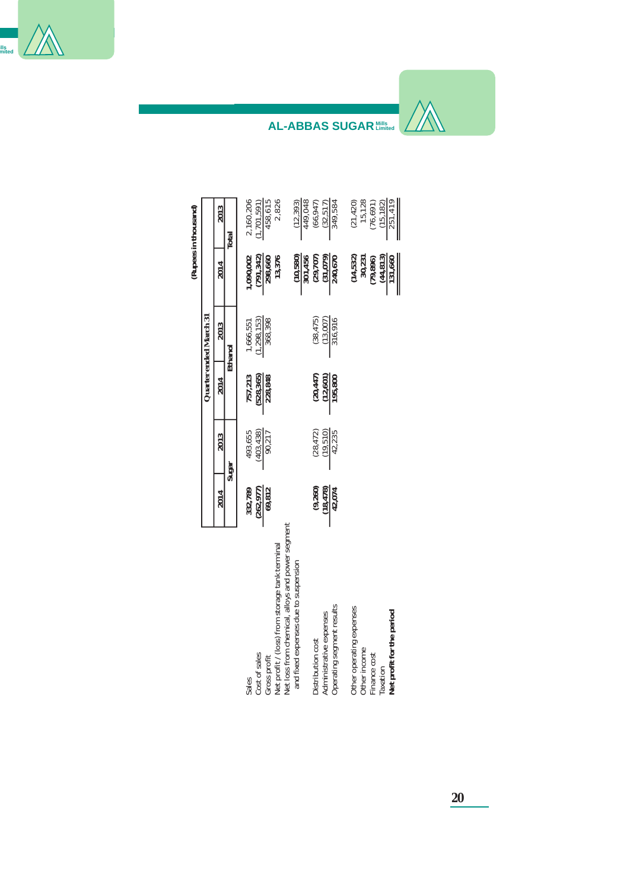(Rupees in thousand)

| | Quarter ended March 31 | | | | | |
|---|---|---|---|---|---|---|
| | 2014 | 2013 | 2014 | 2013 | 2014 | 2013 |
| | Sugar | | Ethanol | | Total | |
| Sales | **332,789** | 493,655 | **757,213** | 1,666,551 | **1,090,002** | 2,160,206 |
| Cost of sales | **(262,977)** | (403,438) | **(528,365)** | (1,298,153) | **(791,342)** | (1,701,591) |
| Gross profit | **69,812** | 90,217 | **228,848** | 368,398 | **298,660** | 458,615 |
| Net profit / (loss) from storage tank terminal | | | | | **13,376** | 2,826 |
| Net loss from chemical, alloys and power segment and fixed expenses due to suspension | | | | | **(10,580)** | (12,393) |
| | | | | | **301,456** | 449,048 |
| Distribution cost | **(9,260)** | (28,472) | **(20,447)** | (38,475) | **(29,707)** | (66,947) |
| Administrative expenses | **(18,478)** | (19,510) | **(12,601)** | (13,007) | **(31,079)** | (32,517) |
| Operating segment results | **42,074** | 42,235 | **195,800** | 316,916 | **240,670** | 349,584 |
| Other operating expenses | | | | | **(14,532)** | (21,420) |
| Other income | | | | | **30,231** | 15,128 |
| Finance cost | | | | | **(79,896)** | (76,691) |
| Taxation | | | | | **(44,813)** | (15,182) |
| **Net profit for the period** | | | | | **131,660** | 251,419 |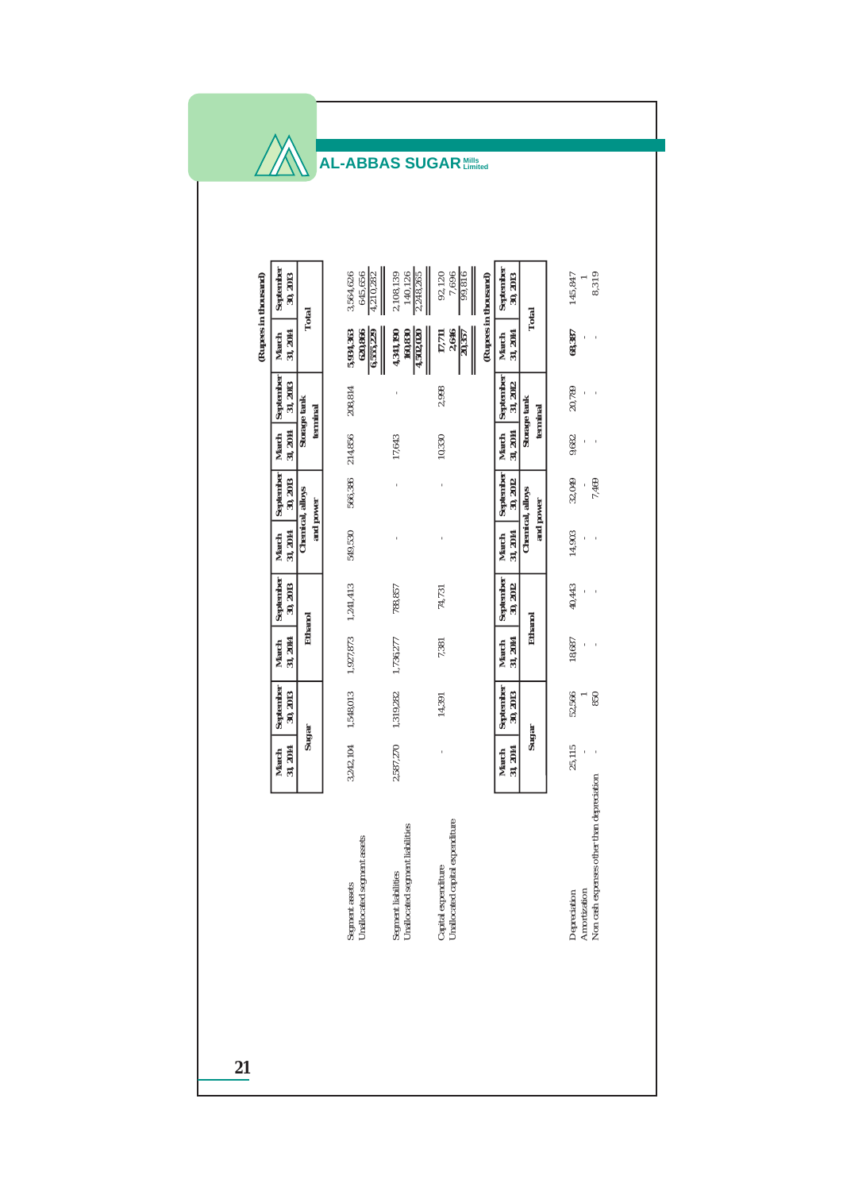(Rupees in thousand)

| | Sugar | | Ethanol | | Chemical, alloys and power | | Storage tank terminal | | Total | |
|---|---|---|---|---|---|---|---|---|---|---|
| | March 31, 2014 | September 30, 2013 | March 31, 2014 | September 30, 2013 | March 31, 2014 | September 30, 2013 | March 31, 2014 | September 30, 2013 | March 31, 2014 | September 30, 2013 |
| Segment assets | 3,242,104 | 1,548,013 | 1,927,873 | 1,241,413 | 549,530 | 566,386 | 214,856 | 208,814 | 5,934,363 | 3,564,626 |
| Unallocated segment assets | | | | | | | | | 620,866 | 645,656 |
| | | | | | | | | | 6,555,229 | 4,210,282 |
| Segment liabilities | 2,587,270 | 1,319,282 | 1,736,277 | 788,857 | - | - | 17,643 | - | 4,341,190 | 2,108,139 |
| Unallocated segment liabilities | | | | | | | | | 160,830 | 140,126 |
| | | | | | | | | | 4,502,020 | 2,248,265 |
| Capital expenditure | - | 14,391 | 7,381 | 74,731 | - | - | 10,330 | 2,998 | 17,711 | 92,120 |
| Unallocated capital expenditure | | | | | | | | | 2,646 | 7,696 |
| | | | | | | | | | 20,357 | 99,816 |

(Rupees in thousand)

| | Sugar | | Ethanol | | Chemical, alloys and power | | Storage tank terminal | | Total | |
|---|---|---|---|---|---|---|---|---|---|---|
| | March 31, 2014 | September 30, 2013 | March 31, 2014 | September 30, 2012 | March 31, 2014 | September 30, 2012 | March 31, 2014 | September 31, 2012 | March 31, 2014 | September 30, 2013 |
| Depreciation | 25,115 | 52,566 | 18,687 | 40,443 | 14,903 | 32,049 | 9,682 | 20,789 | 68,387 | 145,847 |
| Amortization | - | 1 | - | - | - | - | - | - | - | 1 |
| Non cash expenses other than depreciation | - | 850 | - | - | - | 7,469 | - | - | - | 8,319 |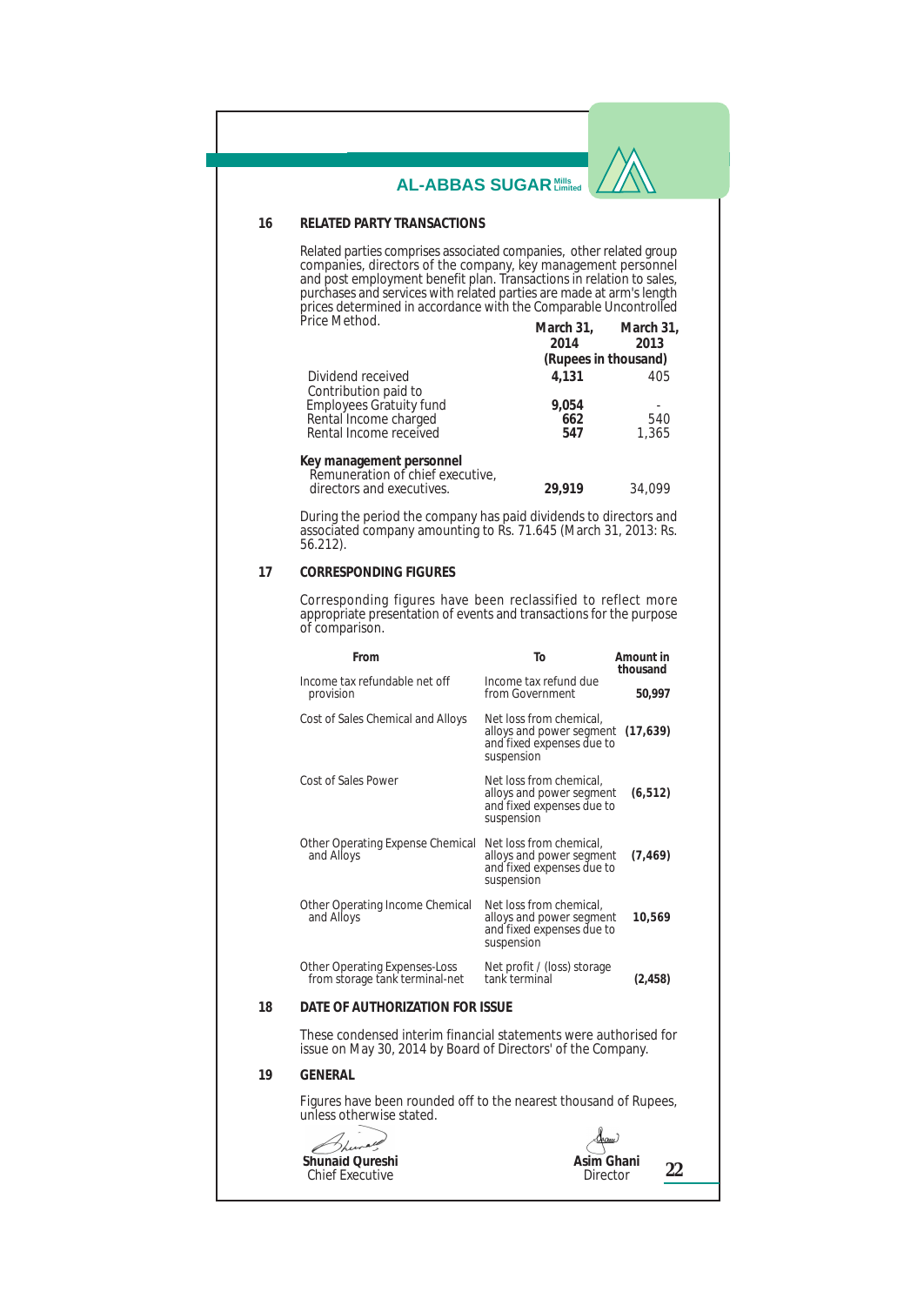## 16 RELATED PARTY TRANSACTIONS

Related parties comprises associated companies, other related group companies, directors of the company, key management personnel and post employment benefit plan. Transactions in relation to sales, purchases and services with related parties are made at arm's length prices determined in accordance with the Comparable Uncontrolled Price Method.

| | March 31, 2014 | March 31, 2013 |
|---|---|---|
| | (Rupees in thousand) | |
| Dividend received | **4,131** | 405 |
| Contribution paid to Employees Gratuity fund | **9,054** | - |
| Rental Income charged | **662** | 540 |
| Rental Income received | **547** | 1,365 |
| **Key management personnel** | | |
| Remuneration of chief executive, directors and executives. | **29,919** | 34,099 |

During the period the company has paid dividends to directors and associated company amounting to Rs. 71.645 (March 31, 2013: Rs. 56.212).

## 17 CORRESPONDING FIGURES

Corresponding figures have been reclassified to reflect more appropriate presentation of events and transactions for the purpose of comparison.

| From | To | Amount in thousand |
|---|---|---|
| Income tax refundable net off provision | Income tax refund due from Government | **50,997** |
| Cost of Sales Chemical and Alloys | Net loss from chemical, alloys and power segment and fixed expenses due to suspension | **(17,639)** |
| Cost of Sales Power | Net loss from chemical, alloys and power segment and fixed expenses due to suspension | **(6,512)** |
| Other Operating Expense Chemical and Alloys | Net loss from chemical, alloys and power segment and fixed expenses due to suspension | **(7,469)** |
| Other Operating Income Chemical and Alloys | Net loss from chemical, alloys and power segment and fixed expenses due to suspension | **10,569** |
| Other Operating Expenses-Loss from storage tank terminal-net | Net profit / (loss) storage tank terminal | **(2,458)** |

## 18 DATE OF AUTHORIZATION FOR ISSUE

These condensed interim financial statements were authorised for issue on May 30, 2014 by Board of Directors' of the Company.

## 19 GENERAL

Figures have been rounded off to the nearest thousand of Rupees, unless otherwise stated.

**Shunaid Qureshi**
Chief Executive

**Asim Ghani**
Director